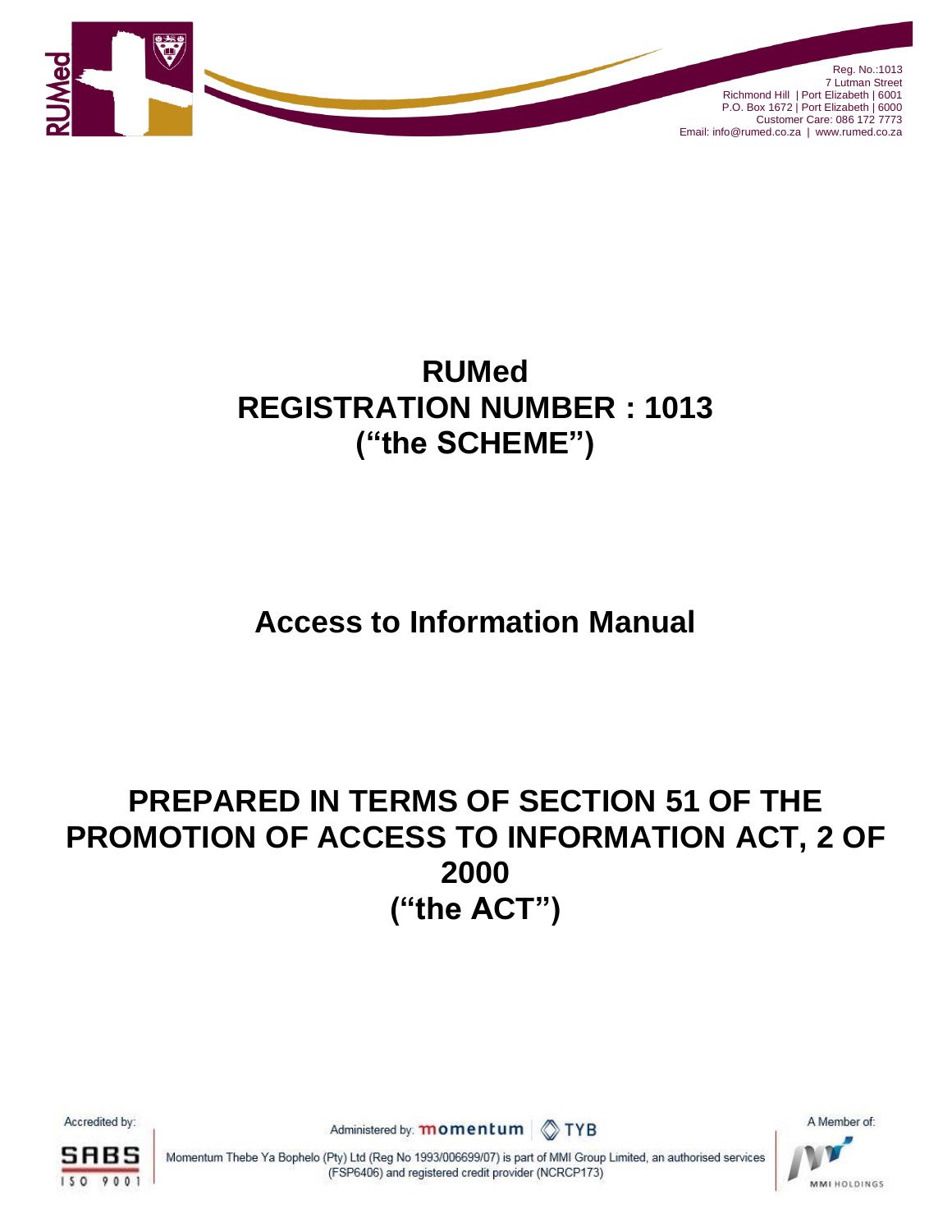Reg. No.:1013
7 Lutman Street
Richmond Hill | Port Elizabeth | 6001
P.O. Box 1672 | Port Elizabeth | 6000
Customer Care: 086 172 7773
Email: info@rumed.co.za | www.rumed.co.za

# RUMed
# REGISTRATION NUMBER : 1013
# ("the SCHEME")

# Access to Information Manual

# PREPARED IN TERMS OF SECTION 51 OF THE PROMOTION OF ACCESS TO INFORMATION ACT, 2 OF 2000
# ("the ACT")

Accredited by: SABS ISO 9001

Administered by: momentum TYB

Momentum Thebe Ya Bophelo (Pty) Ltd (Reg No 1993/006699/07) is part of MMI Group Limited, an authorised services (FSP6406) and registered credit provider (NCRCP173)

A Member of: MMI HOLDINGS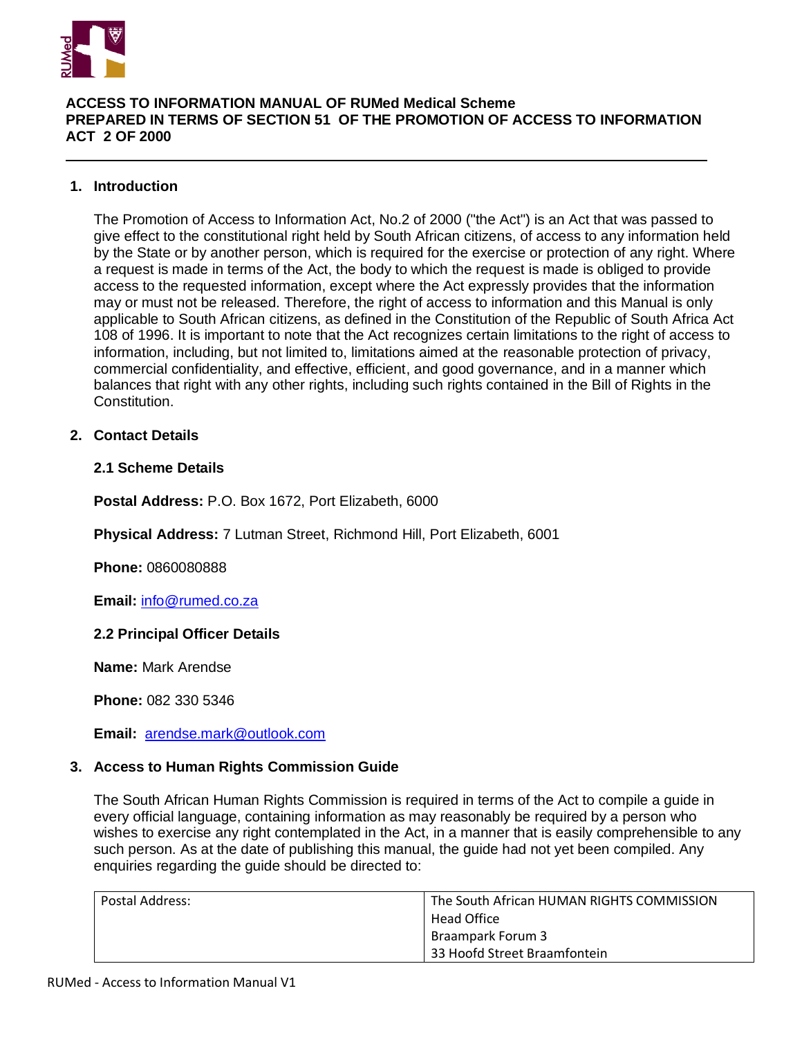**ACCESS TO INFORMATION MANUAL OF RUMed Medical Scheme**
**PREPARED IN TERMS OF SECTION 51 OF THE PROMOTION OF ACCESS TO INFORMATION ACT 2 OF 2000**

---

## 1. Introduction

The Promotion of Access to Information Act, No.2 of 2000 ("the Act") is an Act that was passed to give effect to the constitutional right held by South African citizens, of access to any information held by the State or by another person, which is required for the exercise or protection of any right. Where a request is made in terms of the Act, the body to which the request is made is obliged to provide access to the requested information, except where the Act expressly provides that the information may or must not be released. Therefore, the right of access to information and this Manual is only applicable to South African citizens, as defined in the Constitution of the Republic of South Africa Act 108 of 1996. It is important to note that the Act recognizes certain limitations to the right of access to information, including, but not limited to, limitations aimed at the reasonable protection of privacy, commercial confidentiality, and effective, efficient, and good governance, and in a manner which balances that right with any other rights, including such rights contained in the Bill of Rights in the Constitution.

## 2. Contact Details

### 2.1 Scheme Details

**Postal Address:** P.O. Box 1672, Port Elizabeth, 6000

**Physical Address:** 7 Lutman Street, Richmond Hill, Port Elizabeth, 6001

**Phone:** 0860080888

**Email:** info@rumed.co.za

### 2.2 Principal Officer Details

**Name:** Mark Arendse

**Phone:** 082 330 5346

**Email:** arendse.mark@outlook.com

## 3. Access to Human Rights Commission Guide

The South African Human Rights Commission is required in terms of the Act to compile a guide in every official language, containing information as may reasonably be required by a person who wishes to exercise any right contemplated in the Act, in a manner that is easily comprehensible to any such person. As at the date of publishing this manual, the guide had not yet been compiled. Any enquiries regarding the guide should be directed to:

| Postal Address: | The South African HUMAN RIGHTS COMMISSION<br>Head Office<br>Braampark Forum 3<br>33 Hoofd Street Braamfontein |
|---|---|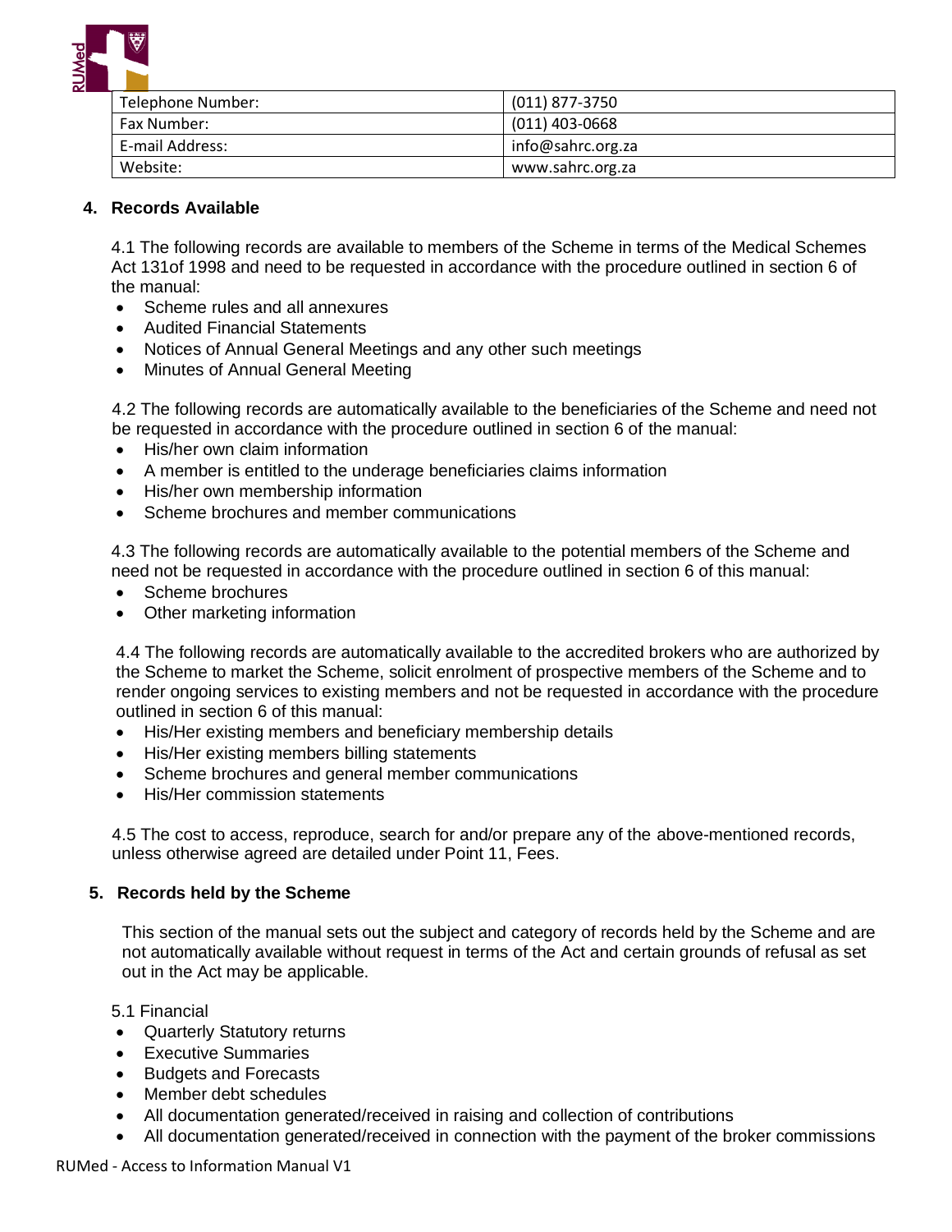| Telephone Number: | (011) 877-3750 |
|---|---|
| Fax Number: | (011) 403-0668 |
| E-mail Address: | info@sahrc.org.za |
| Website: | www.sahrc.org.za |

## 4. Records Available

4.1 The following records are available to members of the Scheme in terms of the Medical Schemes Act 131of 1998 and need to be requested in accordance with the procedure outlined in section 6 of the manual:

- Scheme rules and all annexures
- Audited Financial Statements
- Notices of Annual General Meetings and any other such meetings
- Minutes of Annual General Meeting

4.2 The following records are automatically available to the beneficiaries of the Scheme and need not be requested in accordance with the procedure outlined in section 6 of the manual:

- His/her own claim information
- A member is entitled to the underage beneficiaries claims information
- His/her own membership information
- Scheme brochures and member communications

4.3 The following records are automatically available to the potential members of the Scheme and need not be requested in accordance with the procedure outlined in section 6 of this manual:

- Scheme brochures
- Other marketing information

4.4 The following records are automatically available to the accredited brokers who are authorized by the Scheme to market the Scheme, solicit enrolment of prospective members of the Scheme and to render ongoing services to existing members and not be requested in accordance with the procedure outlined in section 6 of this manual:

- His/Her existing members and beneficiary membership details
- His/Her existing members billing statements
- Scheme brochures and general member communications
- His/Her commission statements

4.5 The cost to access, reproduce, search for and/or prepare any of the above-mentioned records, unless otherwise agreed are detailed under Point 11, Fees.

## 5. Records held by the Scheme

This section of the manual sets out the subject and category of records held by the Scheme and are not automatically available without request in terms of the Act and certain grounds of refusal as set out in the Act may be applicable.

5.1 Financial

- Quarterly Statutory returns
- Executive Summaries
- Budgets and Forecasts
- Member debt schedules
- All documentation generated/received in raising and collection of contributions
- All documentation generated/received in connection with the payment of the broker commissions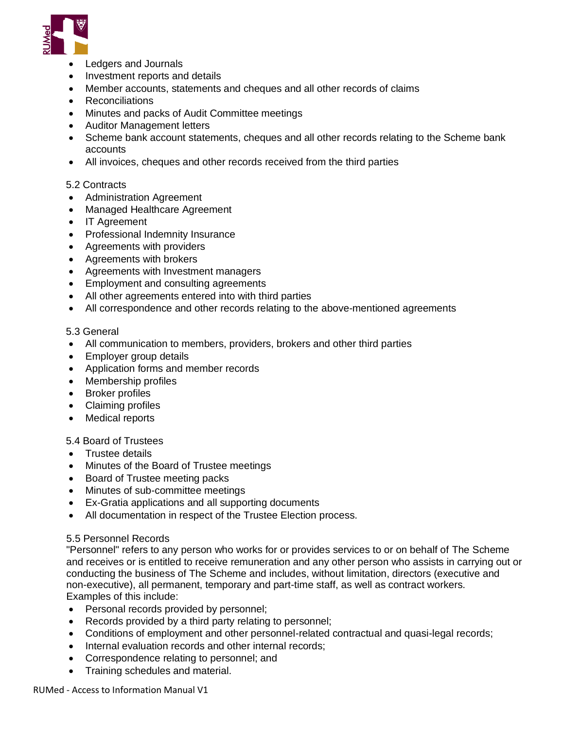- Ledgers and Journals
- Investment reports and details
- Member accounts, statements and cheques and all other records of claims
- Reconciliations
- Minutes and packs of Audit Committee meetings
- Auditor Management letters
- Scheme bank account statements, cheques and all other records relating to the Scheme bank accounts
- All invoices, cheques and other records received from the third parties

5.2 Contracts

- Administration Agreement
- Managed Healthcare Agreement
- IT Agreement
- Professional Indemnity Insurance
- Agreements with providers
- Agreements with brokers
- Agreements with Investment managers
- Employment and consulting agreements
- All other agreements entered into with third parties
- All correspondence and other records relating to the above-mentioned agreements

5.3 General

- All communication to members, providers, brokers and other third parties
- Employer group details
- Application forms and member records
- Membership profiles
- Broker profiles
- Claiming profiles
- Medical reports

5.4 Board of Trustees

- Trustee details
- Minutes of the Board of Trustee meetings
- Board of Trustee meeting packs
- Minutes of sub-committee meetings
- Ex-Gratia applications and all supporting documents
- All documentation in respect of the Trustee Election process.

5.5 Personnel Records

"Personnel" refers to any person who works for or provides services to or on behalf of The Scheme and receives or is entitled to receive remuneration and any other person who assists in carrying out or conducting the business of The Scheme and includes, without limitation, directors (executive and non-executive), all permanent, temporary and part-time staff, as well as contract workers.
Examples of this include:

- Personal records provided by personnel;
- Records provided by a third party relating to personnel;
- Conditions of employment and other personnel-related contractual and quasi-legal records;
- Internal evaluation records and other internal records;
- Correspondence relating to personnel; and
- Training schedules and material.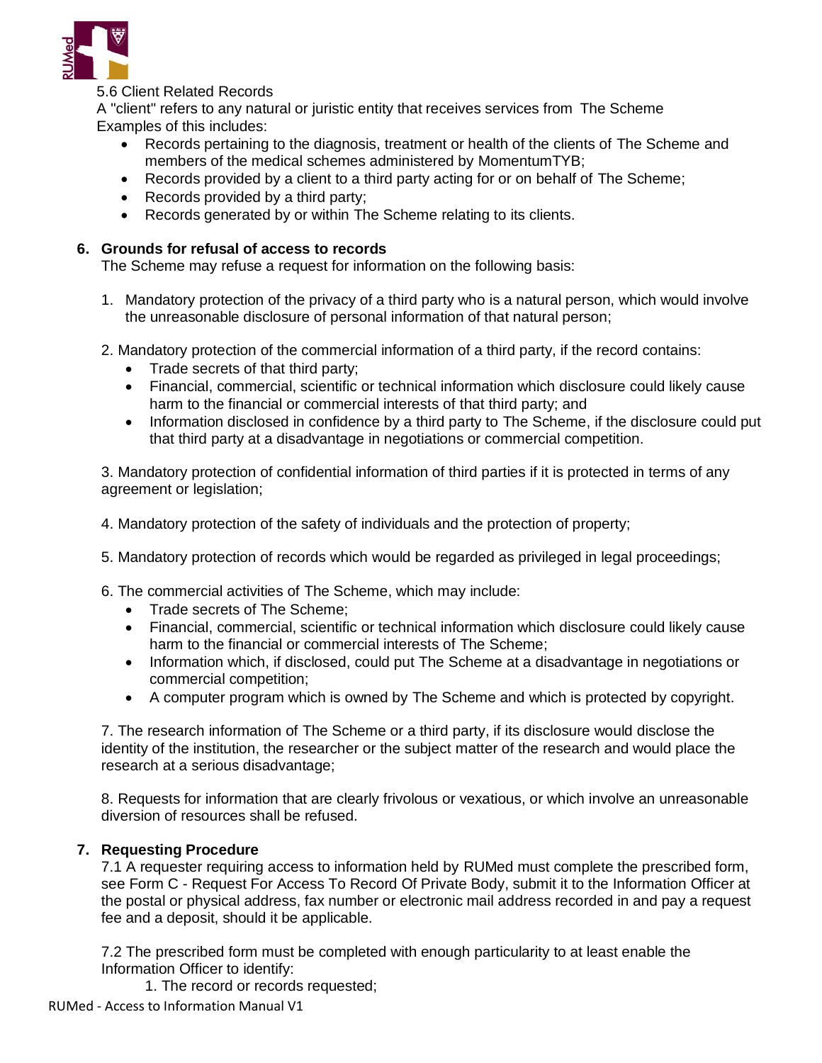5.6 Client Related Records

A "client" refers to any natural or juristic entity that receives services from The Scheme

Examples of this includes:

- Records pertaining to the diagnosis, treatment or health of the clients of The Scheme and members of the medical schemes administered by MomentumTYB;
- Records provided by a client to a third party acting for or on behalf of The Scheme;
- Records provided by a third party;
- Records generated by or within The Scheme relating to its clients.

## 6. Grounds for refusal of access to records

The Scheme may refuse a request for information on the following basis:

1. Mandatory protection of the privacy of a third party who is a natural person, which would involve the unreasonable disclosure of personal information of that natural person;

2. Mandatory protection of the commercial information of a third party, if the record contains:
   - Trade secrets of that third party;
   - Financial, commercial, scientific or technical information which disclosure could likely cause harm to the financial or commercial interests of that third party; and
   - Information disclosed in confidence by a third party to The Scheme, if the disclosure could put that third party at a disadvantage in negotiations or commercial competition.

3. Mandatory protection of confidential information of third parties if it is protected in terms of any agreement or legislation;

4. Mandatory protection of the safety of individuals and the protection of property;

5. Mandatory protection of records which would be regarded as privileged in legal proceedings;

6. The commercial activities of The Scheme, which may include:
   - Trade secrets of The Scheme;
   - Financial, commercial, scientific or technical information which disclosure could likely cause harm to the financial or commercial interests of The Scheme;
   - Information which, if disclosed, could put The Scheme at a disadvantage in negotiations or commercial competition;
   - A computer program which is owned by The Scheme and which is protected by copyright.

7. The research information of The Scheme or a third party, if its disclosure would disclose the identity of the institution, the researcher or the subject matter of the research and would place the research at a serious disadvantage;

8. Requests for information that are clearly frivolous or vexatious, or which involve an unreasonable diversion of resources shall be refused.

## 7. Requesting Procedure

7.1 A requester requiring access to information held by RUMed must complete the prescribed form, see Form C - Request For Access To Record Of Private Body, submit it to the Information Officer at the postal or physical address, fax number or electronic mail address recorded in and pay a request fee and a deposit, should it be applicable.

7.2 The prescribed form must be completed with enough particularity to at least enable the Information Officer to identify:

1. The record or records requested;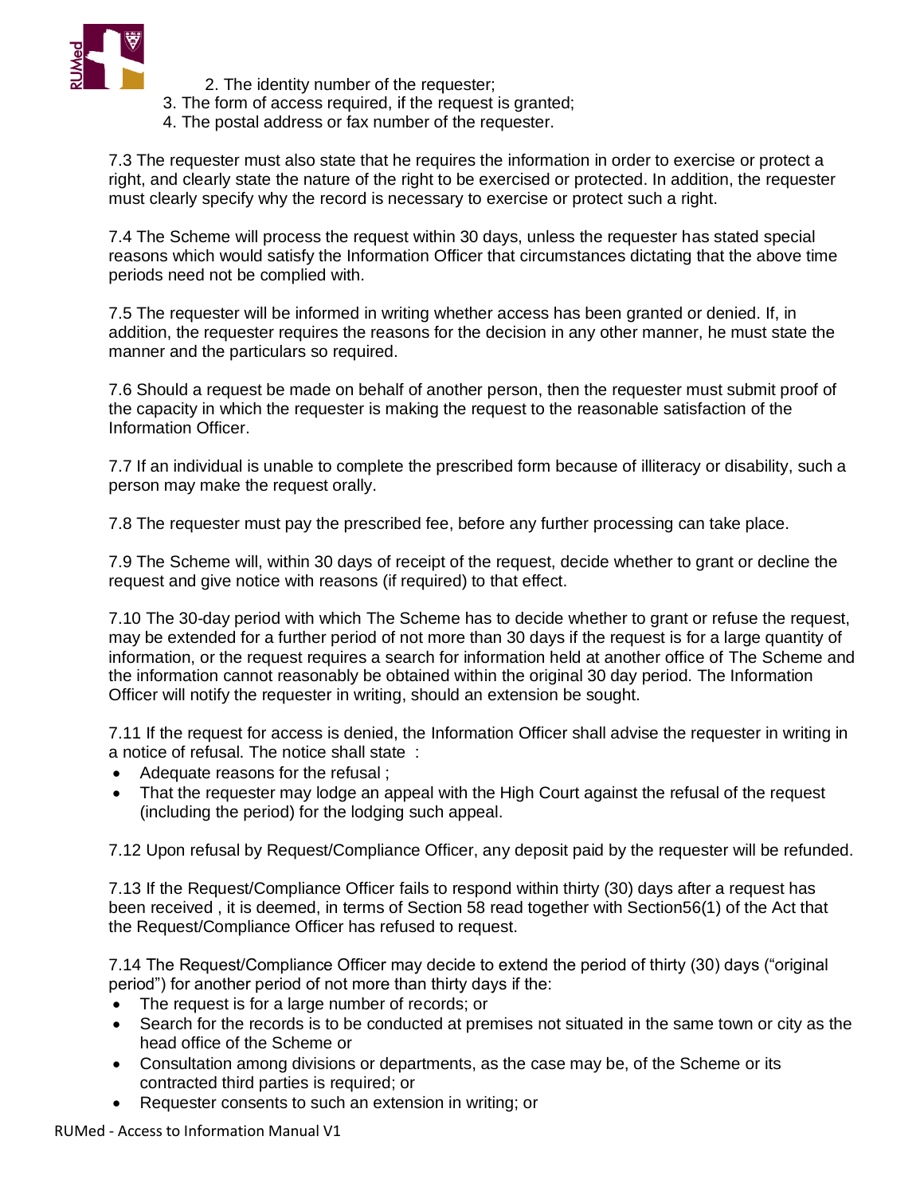2. The identity number of the requester;
3. The form of access required, if the request is granted;
4. The postal address or fax number of the requester.

7.3 The requester must also state that he requires the information in order to exercise or protect a right, and clearly state the nature of the right to be exercised or protected. In addition, the requester must clearly specify why the record is necessary to exercise or protect such a right.

7.4 The Scheme will process the request within 30 days, unless the requester has stated special reasons which would satisfy the Information Officer that circumstances dictating that the above time periods need not be complied with.

7.5 The requester will be informed in writing whether access has been granted or denied. If, in addition, the requester requires the reasons for the decision in any other manner, he must state the manner and the particulars so required.

7.6 Should a request be made on behalf of another person, then the requester must submit proof of the capacity in which the requester is making the request to the reasonable satisfaction of the Information Officer.

7.7 If an individual is unable to complete the prescribed form because of illiteracy or disability, such a person may make the request orally.

7.8 The requester must pay the prescribed fee, before any further processing can take place.

7.9 The Scheme will, within 30 days of receipt of the request, decide whether to grant or decline the request and give notice with reasons (if required) to that effect.

7.10 The 30-day period with which The Scheme has to decide whether to grant or refuse the request, may be extended for a further period of not more than 30 days if the request is for a large quantity of information, or the request requires a search for information held at another office of The Scheme and the information cannot reasonably be obtained within the original 30 day period. The Information Officer will notify the requester in writing, should an extension be sought.

7.11 If the request for access is denied, the Information Officer shall advise the requester in writing in a notice of refusal. The notice shall state :

- Adequate reasons for the refusal ;
- That the requester may lodge an appeal with the High Court against the refusal of the request (including the period) for the lodging such appeal.

7.12 Upon refusal by Request/Compliance Officer, any deposit paid by the requester will be refunded.

7.13 If the Request/Compliance Officer fails to respond within thirty (30) days after a request has been received , it is deemed, in terms of Section 58 read together with Section56(1) of the Act that the Request/Compliance Officer has refused to request.

7.14 The Request/Compliance Officer may decide to extend the period of thirty (30) days ("original period") for another period of not more than thirty days if the:

- The request is for a large number of records; or
- Search for the records is to be conducted at premises not situated in the same town or city as the head office of the Scheme or
- Consultation among divisions or departments, as the case may be, of the Scheme or its contracted third parties is required; or
- Requester consents to such an extension in writing; or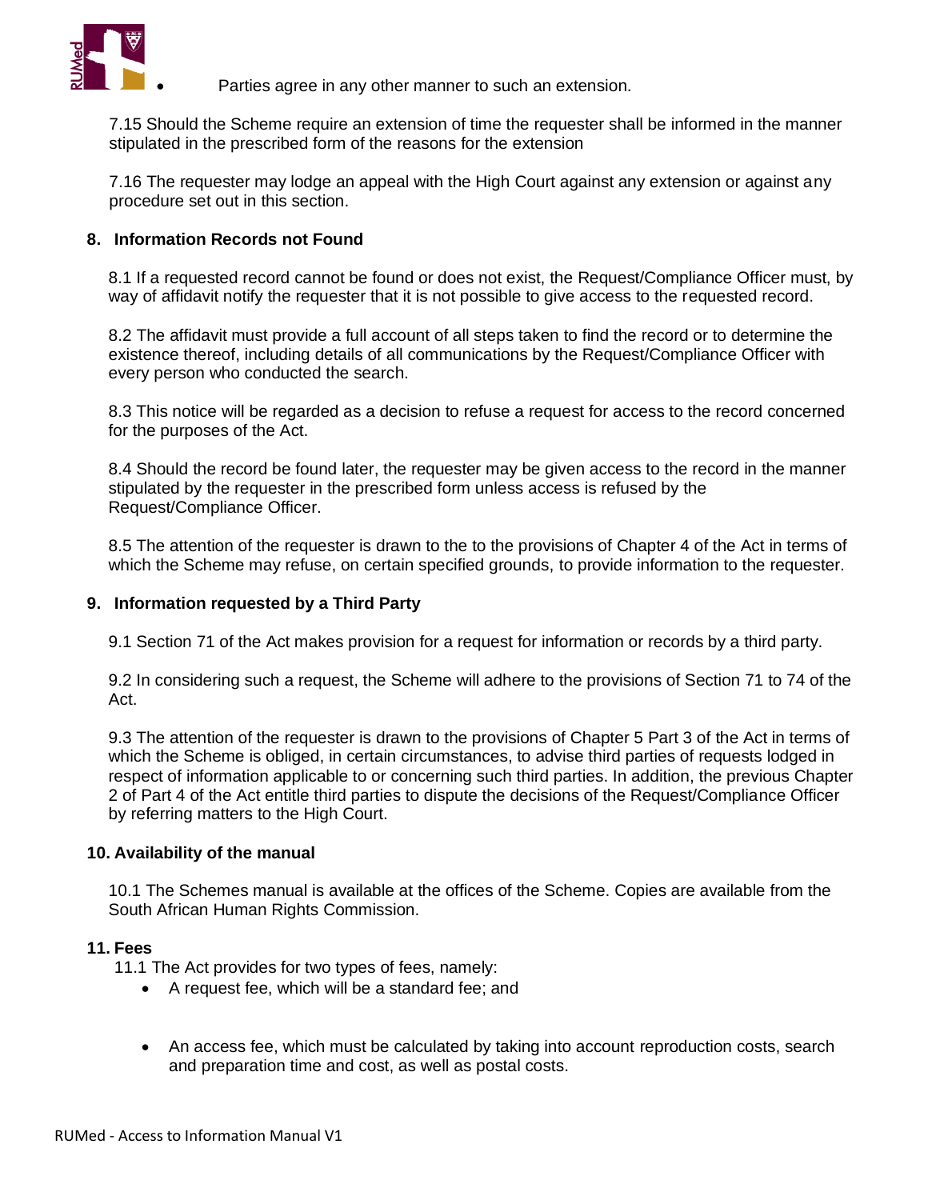- Parties agree in any other manner to such an extension.

7.15 Should the Scheme require an extension of time the requester shall be informed in the manner stipulated in the prescribed form of the reasons for the extension

7.16 The requester may lodge an appeal with the High Court against any extension or against any procedure set out in this section.

## 8. Information Records not Found

8.1 If a requested record cannot be found or does not exist, the Request/Compliance Officer must, by way of affidavit notify the requester that it is not possible to give access to the requested record.

8.2 The affidavit must provide a full account of all steps taken to find the record or to determine the existence thereof, including details of all communications by the Request/Compliance Officer with every person who conducted the search.

8.3 This notice will be regarded as a decision to refuse a request for access to the record concerned for the purposes of the Act.

8.4 Should the record be found later, the requester may be given access to the record in the manner stipulated by the requester in the prescribed form unless access is refused by the Request/Compliance Officer.

8.5 The attention of the requester is drawn to the to the provisions of Chapter 4 of the Act in terms of which the Scheme may refuse, on certain specified grounds, to provide information to the requester.

## 9. Information requested by a Third Party

9.1 Section 71 of the Act makes provision for a request for information or records by a third party.

9.2 In considering such a request, the Scheme will adhere to the provisions of Section 71 to 74 of the Act.

9.3 The attention of the requester is drawn to the provisions of Chapter 5 Part 3 of the Act in terms of which the Scheme is obliged, in certain circumstances, to advise third parties of requests lodged in respect of information applicable to or concerning such third parties. In addition, the previous Chapter 2 of Part 4 of the Act entitle third parties to dispute the decisions of the Request/Compliance Officer by referring matters to the High Court.

## 10. Availability of the manual

10.1 The Schemes manual is available at the offices of the Scheme. Copies are available from the South African Human Rights Commission.

## 11. Fees

11.1 The Act provides for two types of fees, namely:

- A request fee, which will be a standard fee; and
- An access fee, which must be calculated by taking into account reproduction costs, search and preparation time and cost, as well as postal costs.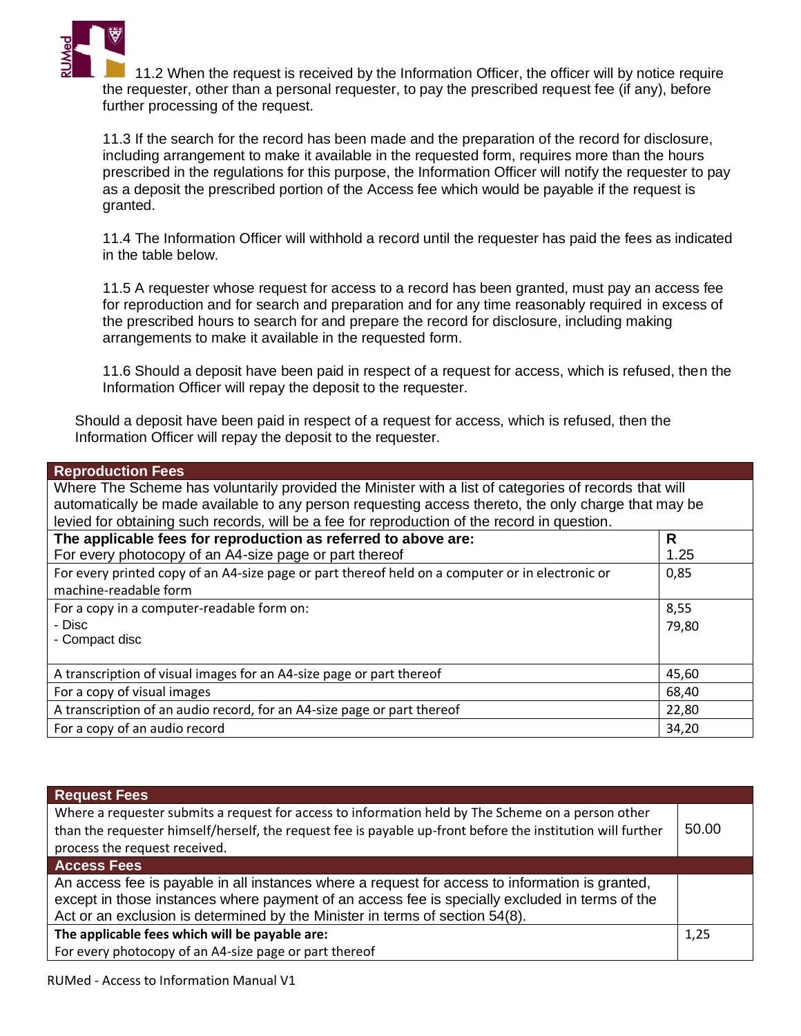11.2 When the request is received by the Information Officer, the officer will by notice require the requester, other than a personal requester, to pay the prescribed request fee (if any), before further processing of the request.

11.3 If the search for the record has been made and the preparation of the record for disclosure, including arrangement to make it available in the requested form, requires more than the hours prescribed in the regulations for this purpose, the Information Officer will notify the requester to pay as a deposit the prescribed portion of the Access fee which would be payable if the request is granted.

11.4 The Information Officer will withhold a record until the requester has paid the fees as indicated in the table below.

11.5 A requester whose request for access to a record has been granted, must pay an access fee for reproduction and for search and preparation and for any time reasonably required in excess of the prescribed hours to search for and prepare the record for disclosure, including making arrangements to make it available in the requested form.

11.6 Should a deposit have been paid in respect of a request for access, which is refused, then the Information Officer will repay the deposit to the requester.

Should a deposit have been paid in respect of a request for access, which is refused, then the Information Officer will repay the deposit to the requester.

| **Reproduction Fees** | |
|---|---|
| Where The Scheme has voluntarily provided the Minister with a list of categories of records that will automatically be made available to any person requesting access thereto, the only charge that may be levied for obtaining such records, will be a fee for reproduction of the record in question. | |
| **The applicable fees for reproduction as referred to above are:** For every photocopy of an A4-size page or part thereof | **R** 1.25 |
| For every printed copy of an A4-size page or part thereof held on a computer or in electronic or machine-readable form | 0,85 |
| For a copy in a computer-readable form on: - Disc - Compact disc | 8,55 79,80 |
| A transcription of visual images for an A4-size page or part thereof | 45,60 |
| For a copy of visual images | 68,40 |
| A transcription of an audio record, for an A4-size page or part thereof | 22,80 |
| For a copy of an audio record | 34,20 |

| **Request Fees** | |
|---|---|
| Where a requester submits a request for access to information held by The Scheme on a person other than the requester himself/herself, the request fee is payable up-front before the institution will further process the request received. | 50.00 |
| **Access Fees** | |
| An access fee is payable in all instances where a request for access to information is granted, except in those instances where payment of an access fee is specially excluded in terms of the Act or an exclusion is determined by the Minister in terms of section 54(8). | |
| **The applicable fees which will be payable are:** For every photocopy of an A4-size page or part thereof | 1,25 |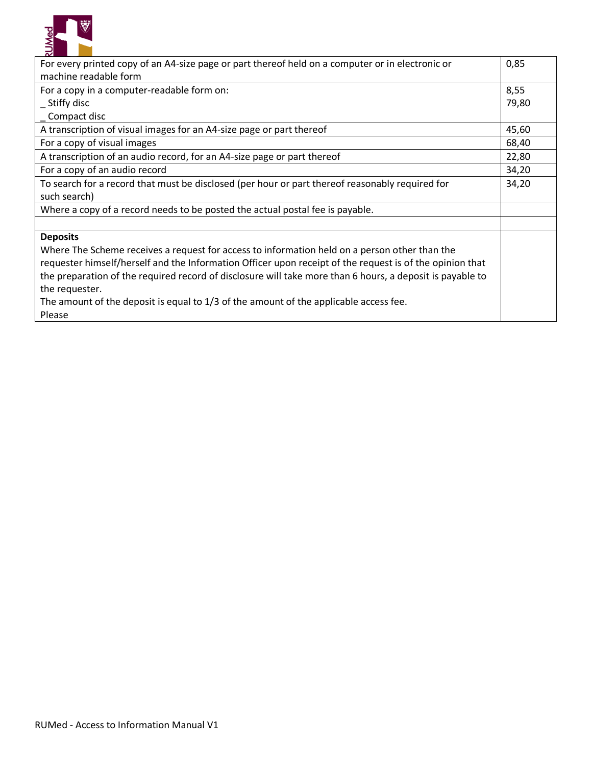| | |
|---|---|
| For every printed copy of an A4-size page or part thereof held on a computer or in electronic or machine readable form | 0,85 |
| For a copy in a computer-readable form on:<br>_ Stiffy disc<br>_ Compact disc | 8,55<br>79,80 |
| A transcription of visual images for an A4-size page or part thereof | 45,60 |
| For a copy of visual images | 68,40 |
| A transcription of an audio record, for an A4-size page or part thereof | 22,80 |
| For a copy of an audio record | 34,20 |
| To search for a record that must be disclosed (per hour or part thereof reasonably required for such search) | 34,20 |
| Where a copy of a record needs to be posted the actual postal fee is payable. | |
| | |
| **Deposits**<br>Where The Scheme receives a request for access to information held on a person other than the requester himself/herself and the Information Officer upon receipt of the request is of the opinion that the preparation of the required record of disclosure will take more than 6 hours, a deposit is payable to the requester.<br>The amount of the deposit is equal to 1/3 of the amount of the applicable access fee.<br>Please | |